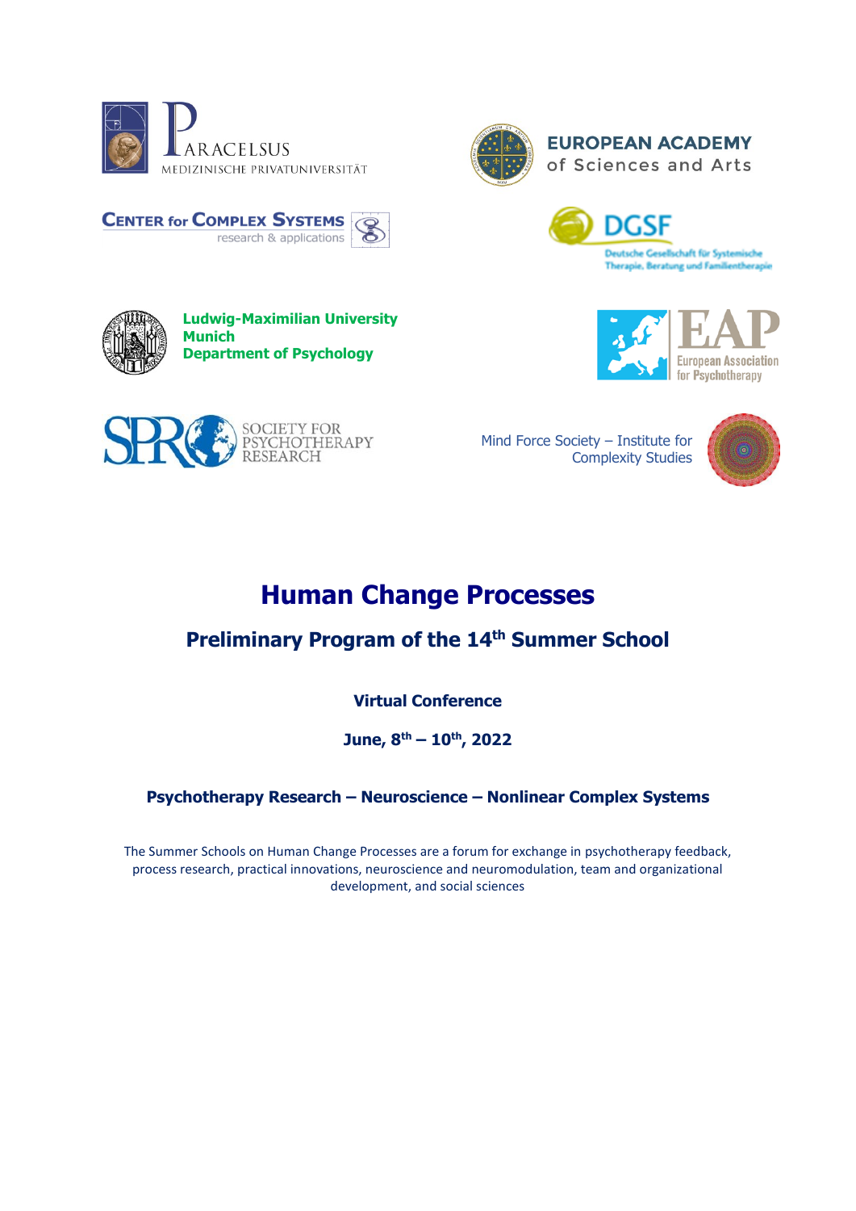PARACELSUS
MEDIZINISCHE PRIVATUNIVERSITÄT

EUROPEAN ACADEMY
of Sciences and Arts

CENTER for COMPLEX SYSTEMS
research & applications

DGSF
Deutsche Gesellschaft für Systemische Therapie, Beratung und Familientherapie

Ludwig-Maximilian University Munich
Department of Psychology

EAP
European Association for Psychotherapy

SPR
SOCIETY FOR PSYCHOTHERAPY RESEARCH

Mind Force Society – Institute for Complexity Studies

# Human Change Processes

## Preliminary Program of the 14th Summer School

### Virtual Conference

### June, 8th – 10th, 2022

### Psychotherapy Research – Neuroscience – Nonlinear Complex Systems

The Summer Schools on Human Change Processes are a forum for exchange in psychotherapy feedback, process research, practical innovations, neuroscience and neuromodulation, team and organizational development, and social sciences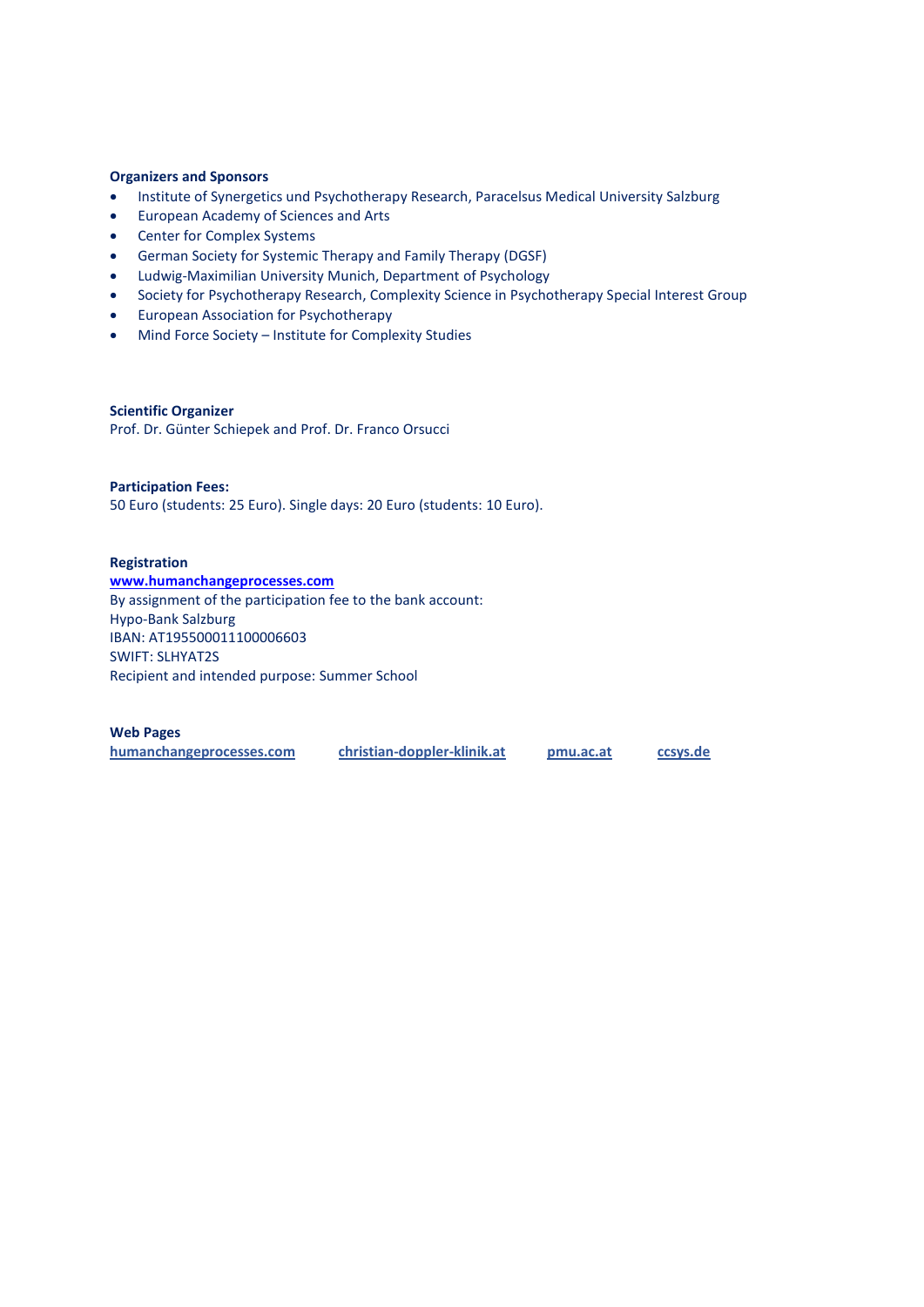**Organizers and Sponsors**

- Institute of Synergetics und Psychotherapy Research, Paracelsus Medical University Salzburg
- European Academy of Sciences and Arts
- Center for Complex Systems
- German Society for Systemic Therapy and Family Therapy (DGSF)
- Ludwig-Maximilian University Munich, Department of Psychology
- Society for Psychotherapy Research, Complexity Science in Psychotherapy Special Interest Group
- European Association for Psychotherapy
- Mind Force Society – Institute for Complexity Studies

**Scientific Organizer**

Prof. Dr. Günter Schiepek and Prof. Dr. Franco Orsucci

**Participation Fees:**

50 Euro (students: 25 Euro). Single days: 20 Euro (students: 10 Euro).

**Registration**

**www.humanchangeprocesses.com**

By assignment of the participation fee to the bank account:
Hypo-Bank Salzburg
IBAN: AT195500011100006603
SWIFT: SLHYAT2S
Recipient and intended purpose: Summer School

**Web Pages**

**humanchangeprocesses.com** **christian-doppler-klinik.at** **pmu.ac.at** **ccsys.de**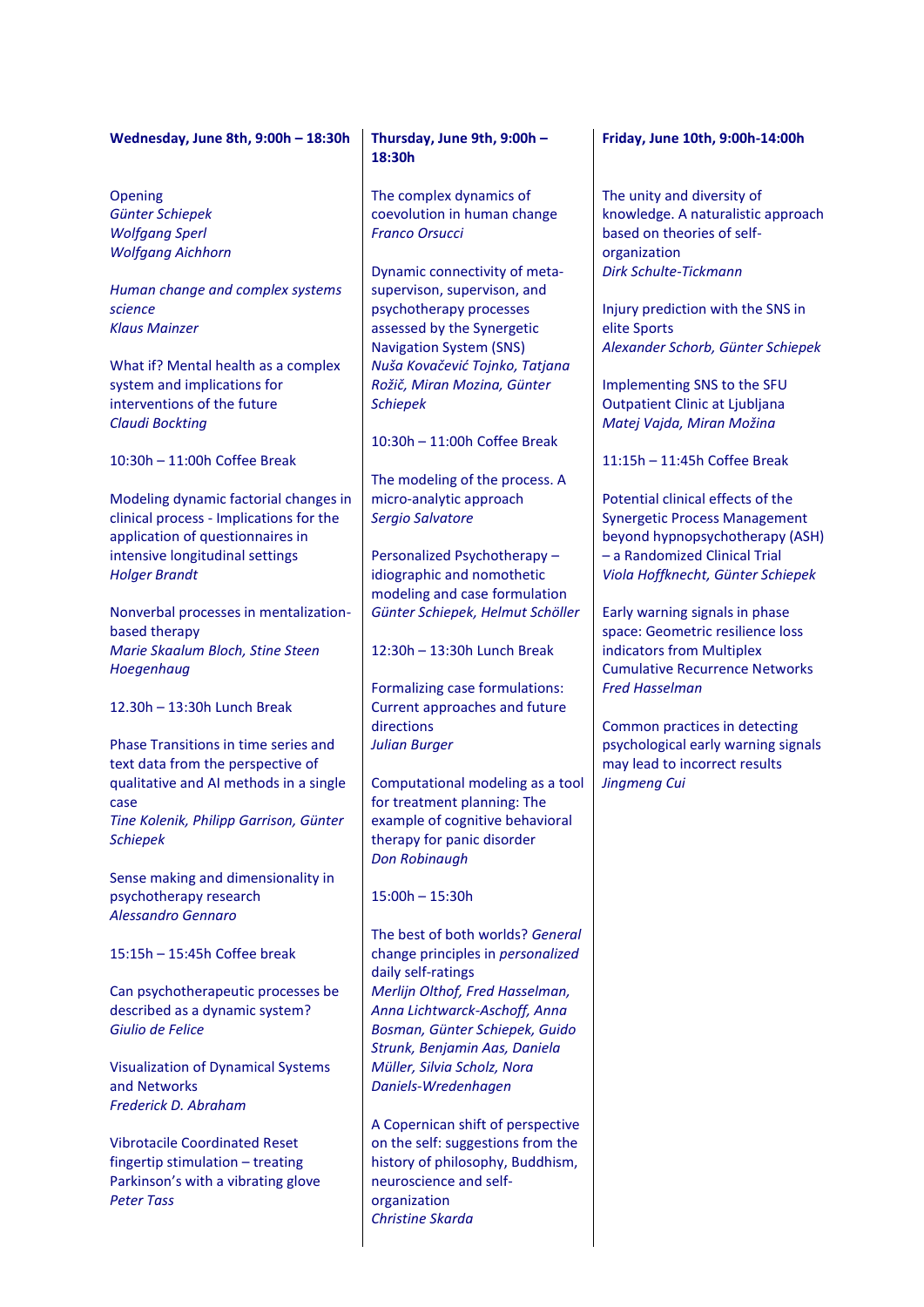**Wednesday, June 8th, 9:00h – 18:30h**

Opening
*Günter Schiepek*
*Wolfgang Sperl*
*Wolfgang Aichhorn*

*Human change and complex systems science*
*Klaus Mainzer*

What if? Mental health as a complex system and implications for interventions of the future
*Claudi Bockting*

10:30h – 11:00h Coffee Break

Modeling dynamic factorial changes in clinical process - Implications for the application of questionnaires in intensive longitudinal settings
*Holger Brandt*

Nonverbal processes in mentalization-based therapy
*Marie Skaalum Bloch, Stine Steen Hoegenhaug*

12.30h – 13:30h Lunch Break

Phase Transitions in time series and text data from the perspective of qualitative and AI methods in a single case
*Tine Kolenik, Philipp Garrison, Günter Schiepek*

Sense making and dimensionality in psychotherapy research
*Alessandro Gennaro*

15:15h – 15:45h Coffee break

Can psychotherapeutic processes be described as a dynamic system?
*Giulio de Felice*

Visualization of Dynamical Systems and Networks
*Frederick D. Abraham*

Vibrotacile Coordinated Reset fingertip stimulation – treating Parkinson's with a vibrating glove
*Peter Tass*

**Thursday, June 9th, 9:00h – 18:30h**

The complex dynamics of coevolution in human change
*Franco Orsucci*

Dynamic connectivity of meta-supervison, supervision, and psychotherapy processes assessed by the Synergetic Navigation System (SNS)
*Nuša Kovačević Tojnko, Tatjana Rožič, Miran Mozina, Günter Schiepek*

10:30h – 11:00h Coffee Break

The modeling of the process. A micro-analytic approach
*Sergio Salvatore*

Personalized Psychotherapy – idiographic and nomothetic modeling and case formulation
*Günter Schiepek, Helmut Schöller*

12:30h – 13:30h Lunch Break

Formalizing case formulations: Current approaches and future directions
*Julian Burger*

Computational modeling as a tool for treatment planning: The example of cognitive behavioral therapy for panic disorder
*Don Robinaugh*

15:00h – 15:30h

The best of both worlds? *General* change principles in *personalized* daily self-ratings
*Merlijn Olthof, Fred Hasselman, Anna Lichtwarck-Aschoff, Anna Bosman, Günter Schiepek, Guido Strunk, Benjamin Aas, Daniela Müller, Silvia Scholz, Nora Daniels-Wredenhagen*

A Copernican shift of perspective on the self: suggestions from the history of philosophy, Buddhism, neuroscience and self-organization
*Christine Skarda*

**Friday, June 10th, 9:00h-14:00h**

The unity and diversity of knowledge. A naturalistic approach based on theories of self-organization
*Dirk Schulte-Tickmann*

Injury prediction with the SNS in elite Sports
*Alexander Schorb, Günter Schiepek*

Implementing SNS to the SFU Outpatient Clinic at Ljubljana
*Matej Vajda, Miran Možina*

11:15h – 11:45h Coffee Break

Potential clinical effects of the Synergetic Process Management beyond hypnopsychotherapy (ASH) – a Randomized Clinical Trial
*Viola Hoffknecht, Günter Schiepek*

Early warning signals in phase space: Geometric resilience loss indicators from Multiplex Cumulative Recurrence Networks
*Fred Hasselman*

Common practices in detecting psychological early warning signals may lead to incorrect results
*Jingmeng Cui*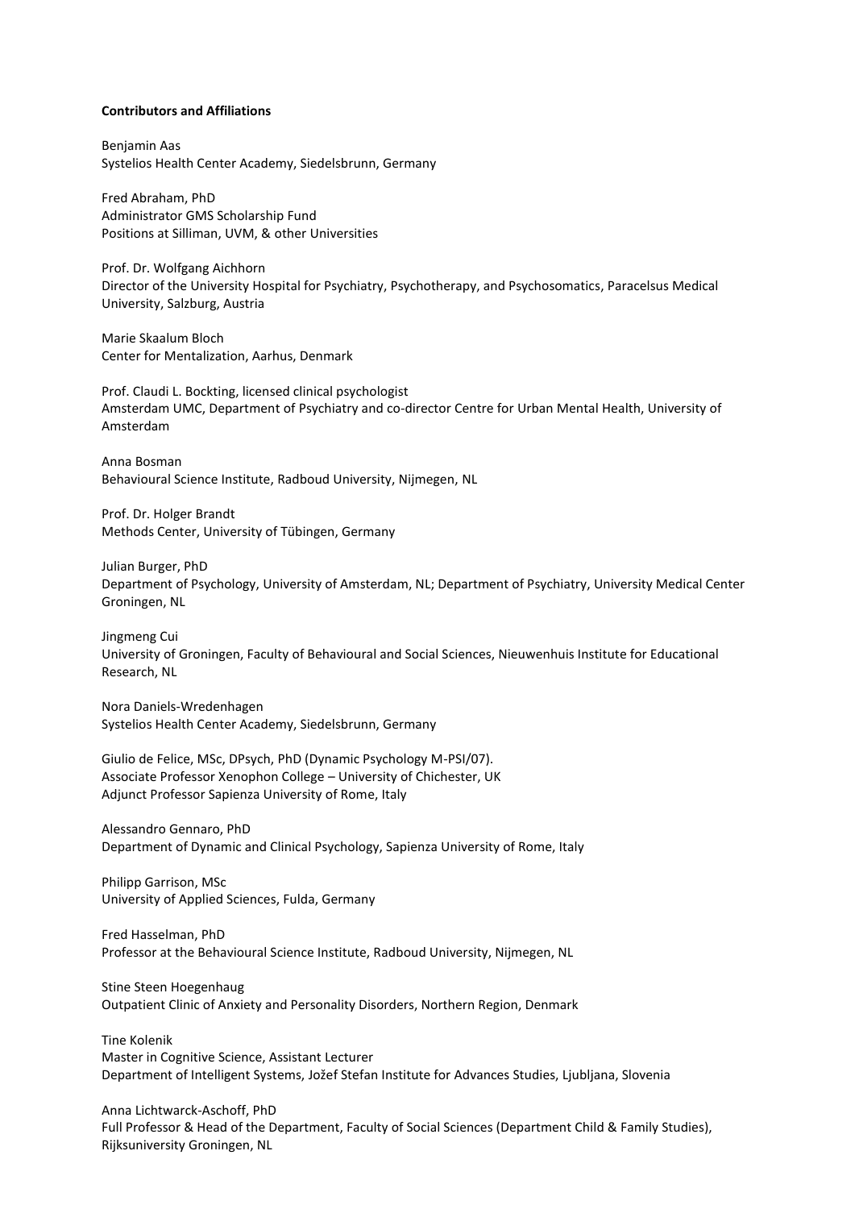**Contributors and Affiliations**

Benjamin Aas
Systelios Health Center Academy, Siedelsbrunn, Germany

Fred Abraham, PhD
Administrator GMS Scholarship Fund
Positions at Silliman, UVM, & other Universities

Prof. Dr. Wolfgang Aichhorn
Director of the University Hospital for Psychiatry, Psychotherapy, and Psychosomatics, Paracelsus Medical University, Salzburg, Austria

Marie Skaalum Bloch
Center for Mentalization, Aarhus, Denmark

Prof. Claudi L. Bockting, licensed clinical psychologist
Amsterdam UMC, Department of Psychiatry and co-director Centre for Urban Mental Health, University of Amsterdam

Anna Bosman
Behavioural Science Institute, Radboud University, Nijmegen, NL

Prof. Dr. Holger Brandt
Methods Center, University of Tübingen, Germany

Julian Burger, PhD
Department of Psychology, University of Amsterdam, NL; Department of Psychiatry, University Medical Center Groningen, NL

Jingmeng Cui
University of Groningen, Faculty of Behavioural and Social Sciences, Nieuwenhuis Institute for Educational Research, NL

Nora Daniels-Wredenhagen
Systelios Health Center Academy, Siedelsbrunn, Germany

Giulio de Felice, MSc, DPsych, PhD (Dynamic Psychology M-PSI/07).
Associate Professor Xenophon College – University of Chichester, UK
Adjunct Professor Sapienza University of Rome, Italy

Alessandro Gennaro, PhD
Department of Dynamic and Clinical Psychology, Sapienza University of Rome, Italy

Philipp Garrison, MSc
University of Applied Sciences, Fulda, Germany

Fred Hasselman, PhD
Professor at the Behavioural Science Institute, Radboud University, Nijmegen, NL

Stine Steen Hoegenhaug
Outpatient Clinic of Anxiety and Personality Disorders, Northern Region, Denmark

Tine Kolenik
Master in Cognitive Science, Assistant Lecturer
Department of Intelligent Systems, Jožef Stefan Institute for Advances Studies, Ljubljana, Slovenia

Anna Lichtwarck-Aschoff, PhD
Full Professor & Head of the Department, Faculty of Social Sciences (Department Child & Family Studies), Rijksuniversity Groningen, NL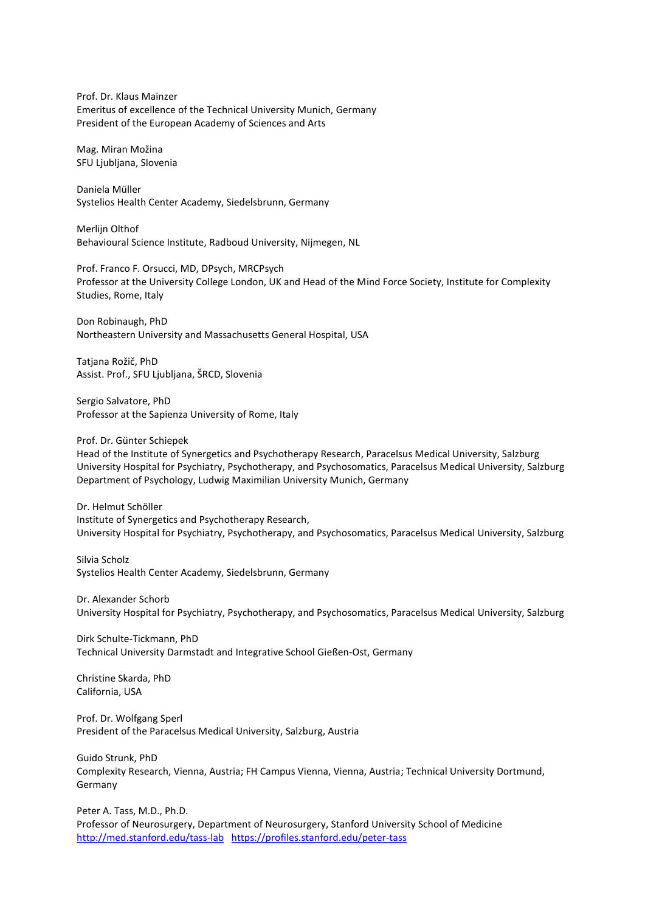Prof. Dr. Klaus Mainzer
Emeritus of excellence of the Technical University Munich, Germany
President of the European Academy of Sciences and Arts

Mag. Miran Možina
SFU Ljubljana, Slovenia

Daniela Müller
Systelios Health Center Academy, Siedelsbrunn, Germany

Merlijn Olthof
Behavioural Science Institute, Radboud University, Nijmegen, NL

Prof. Franco F. Orsucci, MD, DPsych, MRCPsych
Professor at the University College London, UK and Head of the Mind Force Society, Institute for Complexity Studies, Rome, Italy

Don Robinaugh, PhD
Northeastern University and Massachusetts General Hospital, USA

Tatjana Rožič, PhD
Assist. Prof., SFU Ljubljana, ŠRCD, Slovenia

Sergio Salvatore, PhD
Professor at the Sapienza University of Rome, Italy

Prof. Dr. Günter Schiepek
Head of the Institute of Synergetics and Psychotherapy Research, Paracelsus Medical University, Salzburg
University Hospital for Psychiatry, Psychotherapy, and Psychosomatics, Paracelsus Medical University, Salzburg
Department of Psychology, Ludwig Maximilian University Munich, Germany

Dr. Helmut Schöller
Institute of Synergetics and Psychotherapy Research,
University Hospital for Psychiatry, Psychotherapy, and Psychosomatics, Paracelsus Medical University, Salzburg

Silvia Scholz
Systelios Health Center Academy, Siedelsbrunn, Germany

Dr. Alexander Schorb
University Hospital for Psychiatry, Psychotherapy, and Psychosomatics, Paracelsus Medical University, Salzburg

Dirk Schulte-Tickmann, PhD
Technical University Darmstadt and Integrative School Gießen-Ost, Germany

Christine Skarda, PhD
California, USA

Prof. Dr. Wolfgang Sperl
President of the Paracelsus Medical University, Salzburg, Austria

Guido Strunk, PhD
Complexity Research, Vienna, Austria; FH Campus Vienna, Vienna, Austria; Technical University Dortmund, Germany

Peter A. Tass, M.D., Ph.D.
Professor of Neurosurgery, Department of Neurosurgery, Stanford University School of Medicine
http://med.stanford.edu/tass-lab https://profiles.stanford.edu/peter-tass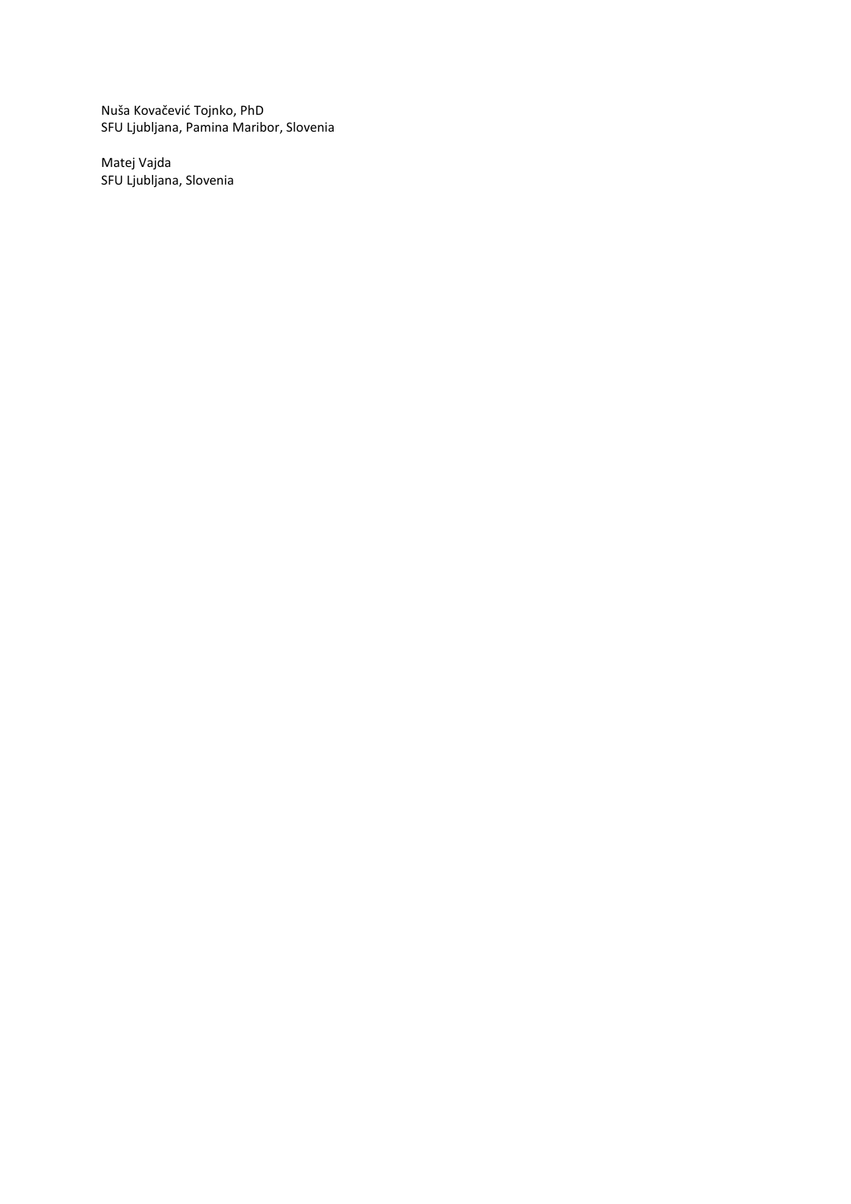Nuša Kovačević Tojnko, PhD
SFU Ljubljana, Pamina Maribor, Slovenia

Matej Vajda
SFU Ljubljana, Slovenia